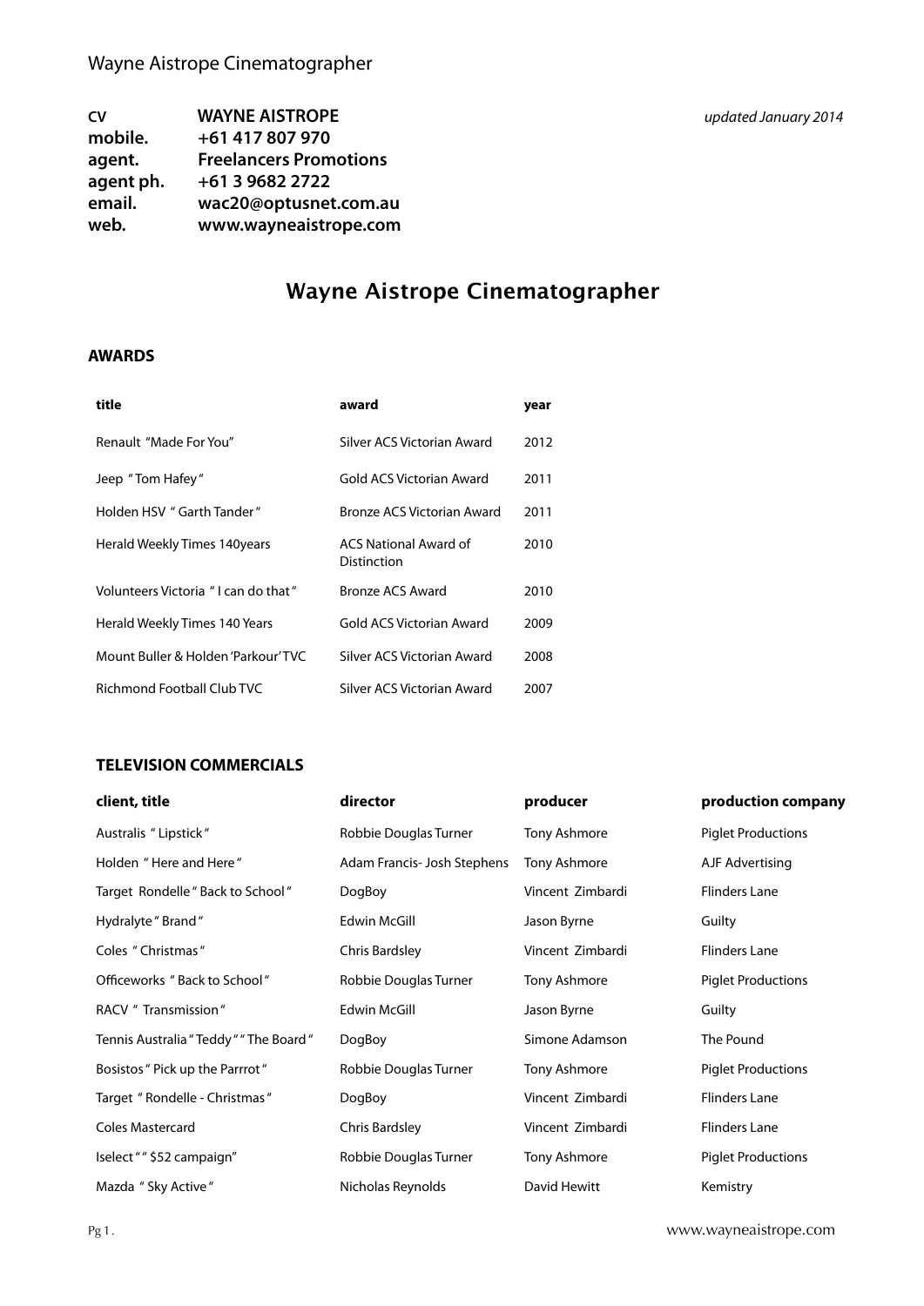| CV | **WAYNE AISTROPE** |
|---|---|
| **mobile.** | **+61 417 807 970** |
| **agent.** | **Freelancers Promotions** |
| **agent ph.** | **+61 3 9682 2722** |
| **email.** | **wac20@optusnet.com.au** |
| **web.** | **www.wayneaistrope.com** |

*updated January 2014*

# Wayne Aistrope Cinematographer

## AWARDS

| **title** | **award** | **year** |
|---|---|---|
| Renault "Made For You" | Silver ACS Victorian Award | 2012 |
| Jeep " Tom Hafey " | Gold ACS Victorian Award | 2011 |
| Holden HSV " Garth Tander " | Bronze ACS Victorian Award | 2011 |
| Herald Weekly Times 140years | ACS National Award of Distinction | 2010 |
| Volunteers Victoria " I can do that " | Bronze ACS Award | 2010 |
| Herald Weekly Times 140 Years | Gold ACS Victorian Award | 2009 |
| Mount Buller & Holden 'Parkour' TVC | Silver ACS Victorian Award | 2008 |
| Richmond Football Club TVC | Silver ACS Victorian Award | 2007 |

## TELEVISION COMMERCIALS

| **client, title** | **director** | **producer** | **production company** |
|---|---|---|---|
| Australis " Lipstick " | Robbie Douglas Turner | Tony Ashmore | Piglet Productions |
| Holden " Here and Here " | Adam Francis- Josh Stephens | Tony Ashmore | AJF Advertising |
| Target Rondelle " Back to School " | DogBoy | Vincent Zimbardi | Flinders Lane |
| Hydralyte " Brand " | Edwin McGill | Jason Byrne | Guilty |
| Coles " Christmas " | Chris Bardsley | Vincent Zimbardi | Flinders Lane |
| Officeworks " Back to School " | Robbie Douglas Turner | Tony Ashmore | Piglet Productions |
| RACV " Transmission " | Edwin McGill | Jason Byrne | Guilty |
| Tennis Australia " Teddy " " The Board " | DogBoy | Simone Adamson | The Pound |
| Bosistos " Pick up the Parrrot " | Robbie Douglas Turner | Tony Ashmore | Piglet Productions |
| Target " Rondelle - Christmas " | DogBoy | Vincent Zimbardi | Flinders Lane |
| Coles Mastercard | Chris Bardsley | Vincent Zimbardi | Flinders Lane |
| Iselect " " $52 campaign" | Robbie Douglas Turner | Tony Ashmore | Piglet Productions |
| Mazda " Sky Active " | Nicholas Reynolds | David Hewitt | Kemistry |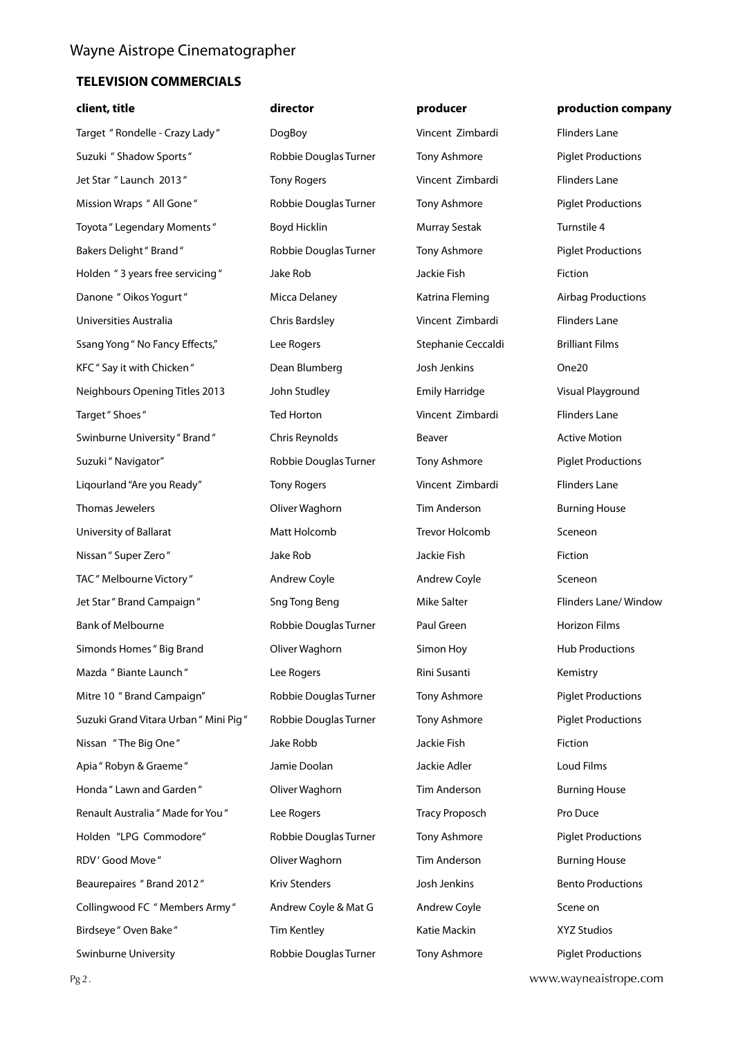Wayne Aistrope Cinematographer

## TELEVISION COMMERCIALS

| client, title | director | producer | production company |
|---|---|---|---|
| Target " Rondelle - Crazy Lady " | DogBoy | Vincent Zimbardi | Flinders Lane |
| Suzuki " Shadow Sports " | Robbie Douglas Turner | Tony Ashmore | Piglet Productions |
| Jet Star " Launch 2013 " | Tony Rogers | Vincent Zimbardi | Flinders Lane |
| Mission Wraps " All Gone " | Robbie Douglas Turner | Tony Ashmore | Piglet Productions |
| Toyota " Legendary Moments " | Boyd Hicklin | Murray Sestak | Turnstile 4 |
| Bakers Delight " Brand " | Robbie Douglas Turner | Tony Ashmore | Piglet Productions |
| Holden " 3 years free servicing " | Jake Rob | Jackie Fish | Fiction |
| Danone " Oikos Yogurt " | Micca Delaney | Katrina Fleming | Airbag Productions |
| Universities Australia | Chris Bardsley | Vincent Zimbardi | Flinders Lane |
| Ssang Yong " No Fancy Effects," | Lee Rogers | Stephanie Ceccaldi | Brilliant Films |
| KFC " Say it with Chicken " | Dean Blumberg | Josh Jenkins | One20 |
| Neighbours Opening Titles 2013 | John Studley | Emily Harridge | Visual Playground |
| Target " Shoes " | Ted Horton | Vincent Zimbardi | Flinders Lane |
| Swinburne University " Brand " | Chris Reynolds | Beaver | Active Motion |
| Suzuki " Navigator" | Robbie Douglas Turner | Tony Ashmore | Piglet Productions |
| Liqourland "Are you Ready" | Tony Rogers | Vincent Zimbardi | Flinders Lane |
| Thomas Jewelers | Oliver Waghorn | Tim Anderson | Burning House |
| University of Ballarat | Matt Holcomb | Trevor Holcomb | Sceneon |
| Nissan " Super Zero " | Jake Rob | Jackie Fish | Fiction |
| TAC " Melbourne Victory " | Andrew Coyle | Andrew Coyle | Sceneon |
| Jet Star " Brand Campaign " | Sng Tong Beng | Mike Salter | Flinders Lane/ Window |
| Bank of Melbourne | Robbie Douglas Turner | Paul Green | Horizon Films |
| Simonds Homes " Big Brand | Oliver Waghorn | Simon Hoy | Hub Productions |
| Mazda " Biante Launch " | Lee Rogers | Rini Susanti | Kemistry |
| Mitre 10 " Brand Campaign" | Robbie Douglas Turner | Tony Ashmore | Piglet Productions |
| Suzuki Grand Vitara Urban " Mini Pig " | Robbie Douglas Turner | Tony Ashmore | Piglet Productions |
| Nissan " The Big One " | Jake Robb | Jackie Fish | Fiction |
| Apia " Robyn & Graeme " | Jamie Doolan | Jackie Adler | Loud Films |
| Honda " Lawn and Garden " | Oliver Waghorn | Tim Anderson | Burning House |
| Renault Australia " Made for You " | Lee Rogers | Tracy Proposch | Pro Duce |
| Holden "LPG Commodore" | Robbie Douglas Turner | Tony Ashmore | Piglet Productions |
| RDV ' Good Move " | Oliver Waghorn | Tim Anderson | Burning House |
| Beaurepaires " Brand 2012 " | Kriv Stenders | Josh Jenkins | Bento Productions |
| Collingwood FC " Members Army " | Andrew Coyle & Mat G | Andrew Coyle | Scene on |
| Birdseye " Oven Bake " | Tim Kentley | Katie Mackin | XYZ Studios |
| Swinburne University | Robbie Douglas Turner | Tony Ashmore | Piglet Productions |

www.wayneaistrope.com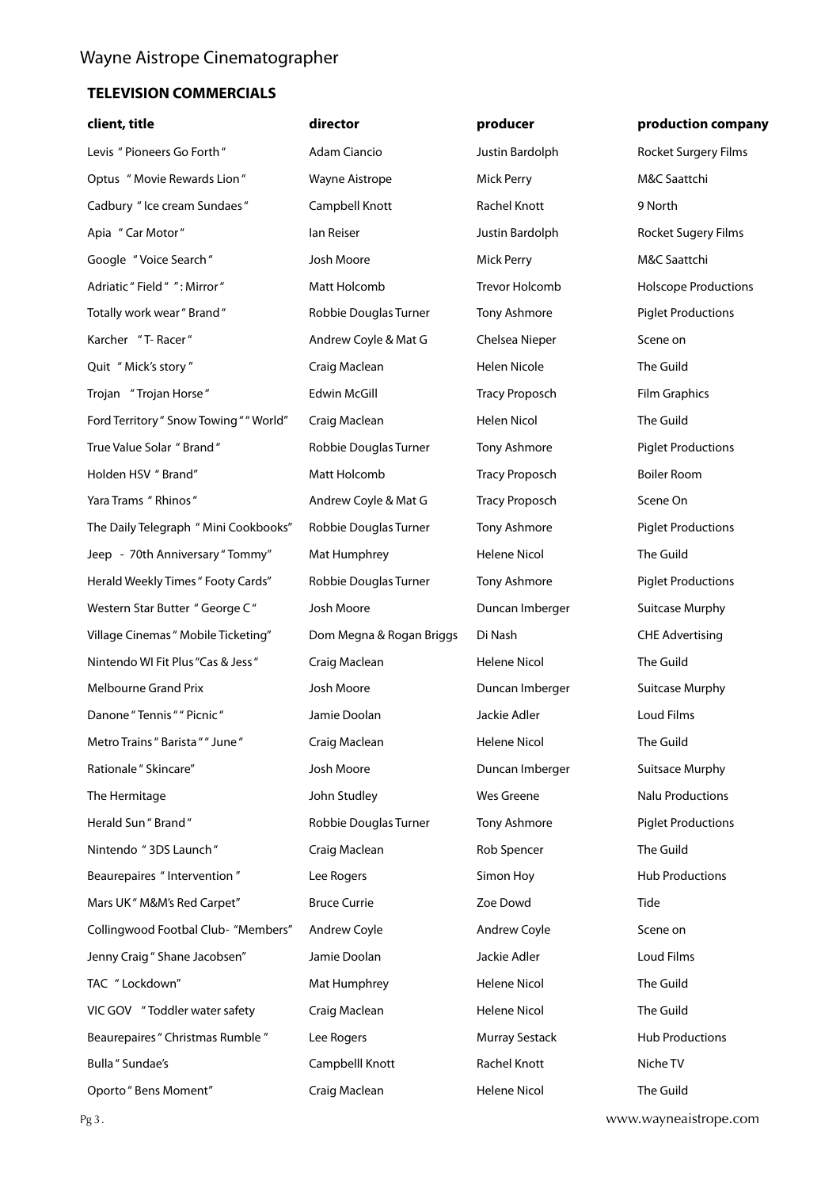Wayne Aistrope Cinematographer

## TELEVISION COMMERCIALS

| client, title | director | producer | production company |
|---|---|---|---|
| Levis " Pioneers Go Forth " | Adam Ciancio | Justin Bardolph | Rocket Surgery Films |
| Optus " Movie Rewards Lion " | Wayne Aistrope | Mick Perry | M&C Saattchi |
| Cadbury " Ice cream Sundaes " | Campbell Knott | Rachel Knott | 9 North |
| Apia " Car Motor " | Ian Reiser | Justin Bardolph | Rocket Sugery Films |
| Google " Voice Search " | Josh Moore | Mick Perry | M&C Saattchi |
| Adriatic " Field " " : Mirror " | Matt Holcomb | Trevor Holcomb | Holscope Productions |
| Totally work wear " Brand " | Robbie Douglas Turner | Tony Ashmore | Piglet Productions |
| Karcher " T- Racer " | Andrew Coyle & Mat G | Chelsea Nieper | Scene on |
| Quit " Mick's story " | Craig Maclean | Helen Nicole | The Guild |
| Trojan " Trojan Horse " | Edwin McGill | Tracy Proposch | Film Graphics |
| Ford Territory " Snow Towing " " World" | Craig Maclean | Helen Nicol | The Guild |
| True Value Solar " Brand " | Robbie Douglas Turner | Tony Ashmore | Piglet Productions |
| Holden HSV " Brand" | Matt Holcomb | Tracy Proposch | Boiler Room |
| Yara Trams " Rhinos " | Andrew Coyle & Mat G | Tracy Proposch | Scene On |
| The Daily Telegraph " Mini Cookbooks" | Robbie Douglas Turner | Tony Ashmore | Piglet Productions |
| Jeep - 70th Anniversary " Tommy" | Mat Humphrey | Helene Nicol | The Guild |
| Herald Weekly Times " Footy Cards" | Robbie Douglas Turner | Tony Ashmore | Piglet Productions |
| Western Star Butter " George C " | Josh Moore | Duncan Imberger | Suitcase Murphy |
| Village Cinemas " Mobile Ticketing" | Dom Megna & Rogan Briggs | Di Nash | CHE Advertising |
| Nintendo WI Fit Plus "Cas & Jess " | Craig Maclean | Helene Nicol | The Guild |
| Melbourne Grand Prix | Josh Moore | Duncan Imberger | Suitcase Murphy |
| Danone " Tennis " " Picnic " | Jamie Doolan | Jackie Adler | Loud Films |
| Metro Trains " Barista " " June " | Craig Maclean | Helene Nicol | The Guild |
| Rationale " Skincare" | Josh Moore | Duncan Imberger | Suitsace Murphy |
| The Hermitage | John Studley | Wes Greene | Nalu Productions |
| Herald Sun " Brand " | Robbie Douglas Turner | Tony Ashmore | Piglet Productions |
| Nintendo " 3DS Launch " | Craig Maclean | Rob Spencer | The Guild |
| Beaurepaires " Intervention " | Lee Rogers | Simon Hoy | Hub Productions |
| Mars UK " M&M's Red Carpet" | Bruce Currie | Zoe Dowd | Tide |
| Collingwood Footbal Club- "Members" | Andrew Coyle | Andrew Coyle | Scene on |
| Jenny Craig " Shane Jacobsen" | Jamie Doolan | Jackie Adler | Loud Films |
| TAC " Lockdown" | Mat Humphrey | Helene Nicol | The Guild |
| VIC GOV " Toddler water safety | Craig Maclean | Helene Nicol | The Guild |
| Beaurepaires " Christmas Rumble " | Lee Rogers | Murray Sestack | Hub Productions |
| Bulla " Sundae's | Campbelll Knott | Rachel Knott | Niche TV |
| Oporto " Bens Moment" | Craig Maclean | Helene Nicol | The Guild |

www.wayneaistrope.com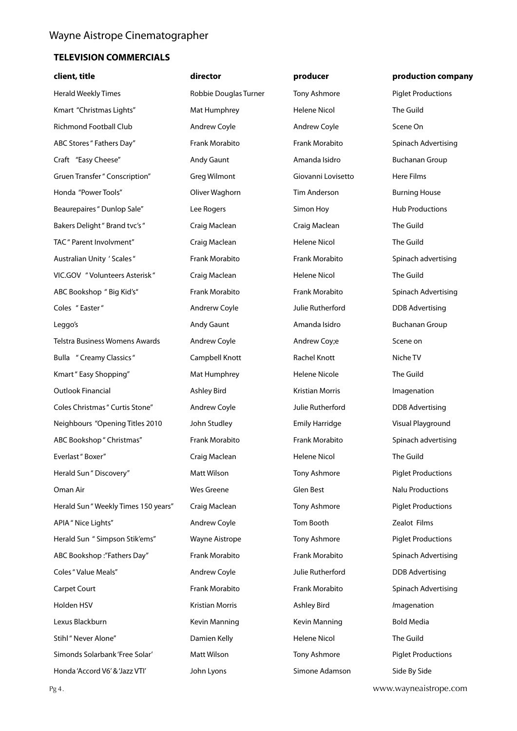Wayne Aistrope Cinematographer

## TELEVISION COMMERCIALS

| client, title | director | producer | production company |
|---|---|---|---|
| Herald Weekly Times | Robbie Douglas Turner | Tony Ashmore | Piglet Productions |
| Kmart "Christmas Lights" | Mat Humphrey | Helene Nicol | The Guild |
| Richmond Football Club | Andrew Coyle | Andrew Coyle | Scene On |
| ABC Stores " Fathers Day" | Frank Morabito | Frank Morabito | Spinach Advertising |
| Craft "Easy Cheese" | Andy Gaunt | Amanda Isidro | Buchanan Group |
| Gruen Transfer " Conscription" | Greg Wilmont | Giovanni Lovisetto | Here Films |
| Honda "Power Tools" | Oliver Waghorn | Tim Anderson | Burning House |
| Beaurepaires " Dunlop Sale" | Lee Rogers | Simon Hoy | Hub Productions |
| Bakers Delight " Brand tvc's " | Craig Maclean | Craig Maclean | The Guild |
| TAC " Parent Involvment" | Craig Maclean | Helene Nicol | The Guild |
| Australian Unity ' Scales " | Frank Morabito | Frank Morabito | Spinach advertising |
| VIC.GOV " Volunteers Asterisk " | Craig Maclean | Helene Nicol | The Guild |
| ABC Bookshop " Big Kid's" | Frank Morabito | Frank Morabito | Spinach Advertising |
| Coles " Easter " | Andrerw Coyle | Julie Rutherford | DDB Advertising |
| Leggo's | Andy Gaunt | Amanda Isidro | Buchanan Group |
| Telstra Business Womens Awards | Andrew Coyle | Andrew Coy;e | Scene on |
| Bulla " Creamy Classics " | Campbell Knott | Rachel Knott | Niche TV |
| Kmart " Easy Shopping" | Mat Humphrey | Helene Nicole | The Guild |
| Outlook Financial | Ashley Bird | Kristian Morris | Imagenation |
| Coles Christmas " Curtis Stone" | Andrew Coyle | Julie Rutherford | DDB Advertising |
| Neighbours "Opening Titles 2010 | John Studley | Emily Harridge | Visual Playground |
| ABC Bookshop " Christmas" | Frank Morabito | Frank Morabito | Spinach advertising |
| Everlast " Boxer" | Craig Maclean | Helene Nicol | The Guild |
| Herald Sun " Discovery" | Matt Wilson | Tony Ashmore | Piglet Productions |
| Oman Air | Wes Greene | Glen Best | Nalu Productions |
| Herald Sun " Weekly Times 150 years" | Craig Maclean | Tony Ashmore | Piglet Productions |
| APIA " Nice Lights" | Andrew Coyle | Tom Booth | Zealot Films |
| Herald Sun " Simpson Stik'ems" | Wayne Aistrope | Tony Ashmore | Piglet Productions |
| ABC Bookshop :"Fathers Day" | Frank Morabito | Frank Morabito | Spinach Advertising |
| Coles " Value Meals" | Andrew Coyle | Julie Rutherford | DDB Advertising |
| Carpet Court | Frank Morabito | Frank Morabito | Spinach Advertising |
| Holden HSV | Kristian Morris | Ashley Bird | /magenation |
| Lexus Blackburn | Kevin Manning | Kevin Manning | Bold Media |
| Stihl " Never Alone" | Damien Kelly | Helene Nicol | The Guild |
| Simonds Solarbank 'Free Solar' | Matt Wilson | Tony Ashmore | Piglet Productions |
| Honda 'Accord V6' & 'Jazz VTI' | John Lyons | Simone Adamson | Side By Side |

www.wayneaistrope.com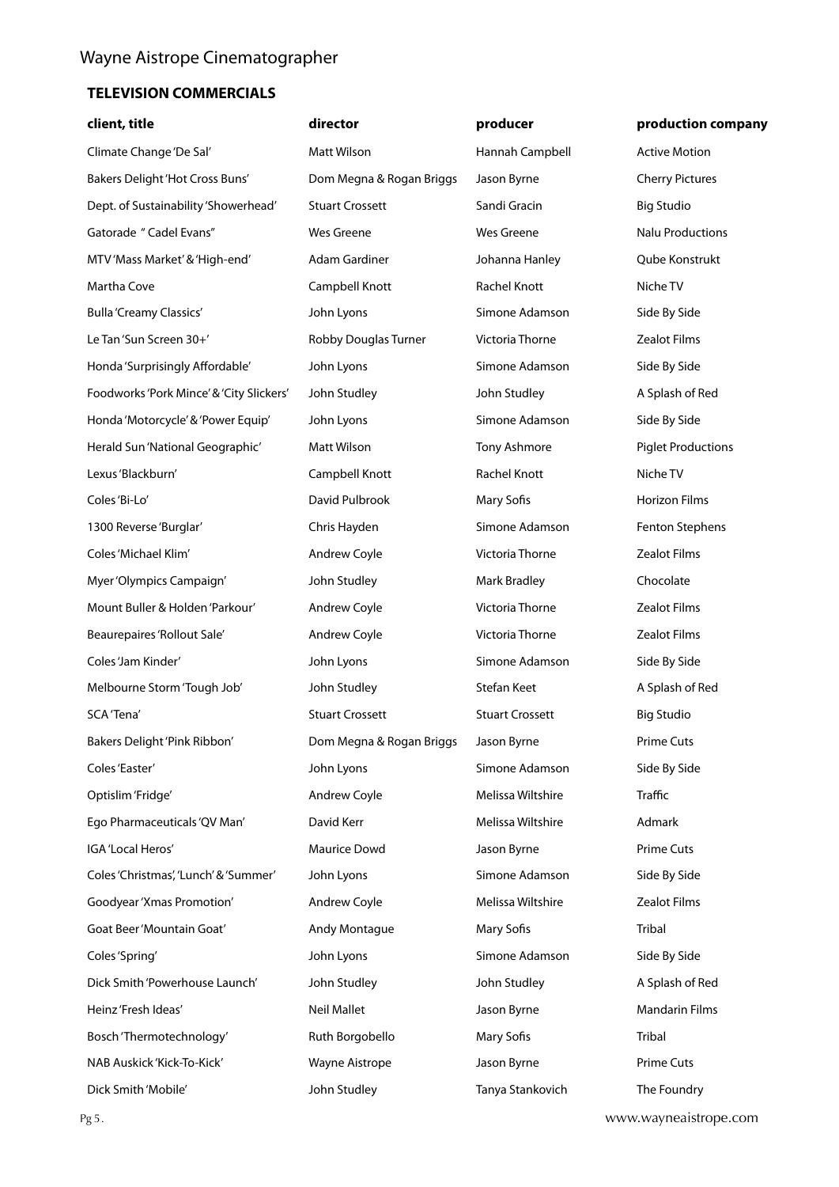Wayne Aistrope Cinematographer

## TELEVISION COMMERCIALS

| client, title | director | producer | production company |
|---|---|---|---|
| Climate Change 'De Sal' | Matt Wilson | Hannah Campbell | Active Motion |
| Bakers Delight 'Hot Cross Buns' | Dom Megna & Rogan Briggs | Jason Byrne | Cherry Pictures |
| Dept. of Sustainability 'Showerhead' | Stuart Crossett | Sandi Gracin | Big Studio |
| Gatorade " Cadel Evans" | Wes Greene | Wes Greene | Nalu Productions |
| MTV 'Mass Market' & 'High-end' | Adam Gardiner | Johanna Hanley | Qube Konstrukt |
| Martha Cove | Campbell Knott | Rachel Knott | Niche TV |
| Bulla 'Creamy Classics' | John Lyons | Simone Adamson | Side By Side |
| Le Tan 'Sun Screen 30+' | Robby Douglas Turner | Victoria Thorne | Zealot Films |
| Honda 'Surprisingly Affordable' | John Lyons | Simone Adamson | Side By Side |
| Foodworks 'Pork Mince' & 'City Slickers' | John Studley | John Studley | A Splash of Red |
| Honda 'Motorcycle' & 'Power Equip' | John Lyons | Simone Adamson | Side By Side |
| Herald Sun 'National Geographic' | Matt Wilson | Tony Ashmore | Piglet Productions |
| Lexus 'Blackburn' | Campbell Knott | Rachel Knott | Niche TV |
| Coles 'Bi-Lo' | David Pulbrook | Mary Sofis | Horizon Films |
| 1300 Reverse 'Burglar' | Chris Hayden | Simone Adamson | Fenton Stephens |
| Coles 'Michael Klim' | Andrew Coyle | Victoria Thorne | Zealot Films |
| Myer 'Olympics Campaign' | John Studley | Mark Bradley | Chocolate |
| Mount Buller & Holden 'Parkour' | Andrew Coyle | Victoria Thorne | Zealot Films |
| Beaurepaires 'Rollout Sale' | Andrew Coyle | Victoria Thorne | Zealot Films |
| Coles 'Jam Kinder' | John Lyons | Simone Adamson | Side By Side |
| Melbourne Storm 'Tough Job' | John Studley | Stefan Keet | A Splash of Red |
| SCA 'Tena' | Stuart Crossett | Stuart Crossett | Big Studio |
| Bakers Delight 'Pink Ribbon' | Dom Megna & Rogan Briggs | Jason Byrne | Prime Cuts |
| Coles 'Easter' | John Lyons | Simone Adamson | Side By Side |
| Optislim 'Fridge' | Andrew Coyle | Melissa Wiltshire | Traffic |
| Ego Pharmaceuticals 'QV Man' | David Kerr | Melissa Wiltshire | Admark |
| IGA 'Local Heros' | Maurice Dowd | Jason Byrne | Prime Cuts |
| Coles 'Christmas', 'Lunch' & 'Summer' | John Lyons | Simone Adamson | Side By Side |
| Goodyear 'Xmas Promotion' | Andrew Coyle | Melissa Wiltshire | Zealot Films |
| Goat Beer 'Mountain Goat' | Andy Montague | Mary Sofis | Tribal |
| Coles 'Spring' | John Lyons | Simone Adamson | Side By Side |
| Dick Smith 'Powerhouse Launch' | John Studley | John Studley | A Splash of Red |
| Heinz 'Fresh Ideas' | Neil Mallet | Jason Byrne | Mandarin Films |
| Bosch 'Thermotechnology' | Ruth Borgobello | Mary Sofis | Tribal |
| NAB Auskick 'Kick-To-Kick' | Wayne Aistrope | Jason Byrne | Prime Cuts |
| Dick Smith 'Mobile' | John Studley | Tanya Stankovich | The Foundry |

www.wayneaistrope.com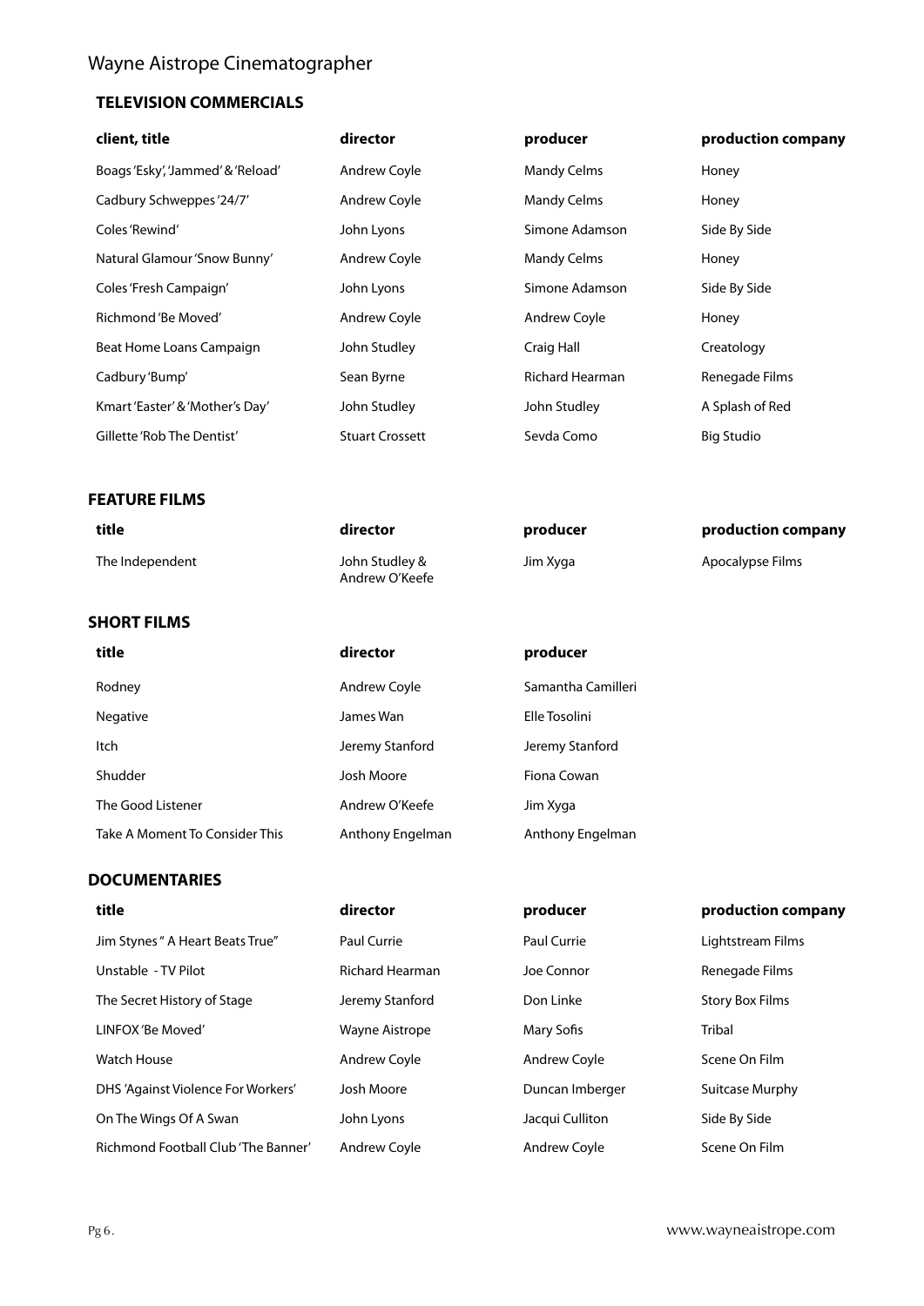# Wayne Aistrope Cinematographer

## TELEVISION COMMERCIALS

| client, title | director | producer | production company |
|---|---|---|---|
| Boags 'Esky', 'Jammed' & 'Reload' | Andrew Coyle | Mandy Celms | Honey |
| Cadbury Schweppes '24/7' | Andrew Coyle | Mandy Celms | Honey |
| Coles 'Rewind' | John Lyons | Simone Adamson | Side By Side |
| Natural Glamour 'Snow Bunny' | Andrew Coyle | Mandy Celms | Honey |
| Coles 'Fresh Campaign' | John Lyons | Simone Adamson | Side By Side |
| Richmond 'Be Moved' | Andrew Coyle | Andrew Coyle | Honey |
| Beat Home Loans Campaign | John Studley | Craig Hall | Creatology |
| Cadbury 'Bump' | Sean Byrne | Richard Hearman | Renegade Films |
| Kmart 'Easter' & 'Mother's Day' | John Studley | John Studley | A Splash of Red |
| Gillette 'Rob The Dentist' | Stuart Crossett | Sevda Como | Big Studio |

## FEATURE FILMS

| title | director | producer | production company |
|---|---|---|---|
| The Independent | John Studley & Andrew O'Keefe | Jim Xyga | Apocalypse Films |

## SHORT FILMS

| title | director | producer |
|---|---|---|
| Rodney | Andrew Coyle | Samantha Camilleri |
| Negative | James Wan | Elle Tosolini |
| Itch | Jeremy Stanford | Jeremy Stanford |
| Shudder | Josh Moore | Fiona Cowan |
| The Good Listener | Andrew O'Keefe | Jim Xyga |
| Take A Moment To Consider This | Anthony Engelman | Anthony Engelman |

## DOCUMENTARIES

| title | director | producer | production company |
|---|---|---|---|
| Jim Stynes " A Heart Beats True" | Paul Currie | Paul Currie | Lightstream Films |
| Unstable - TV Pilot | Richard Hearman | Joe Connor | Renegade Films |
| The Secret History of Stage | Jeremy Stanford | Don Linke | Story Box Films |
| LINFOX 'Be Moved' | Wayne Aistrope | Mary Sofis | Tribal |
| Watch House | Andrew Coyle | Andrew Coyle | Scene On Film |
| DHS 'Against Violence For Workers' | Josh Moore | Duncan Imberger | Suitcase Murphy |
| On The Wings Of A Swan | John Lyons | Jacqui Culliton | Side By Side |
| Richmond Football Club 'The Banner' | Andrew Coyle | Andrew Coyle | Scene On Film |

www.wayneaistrope.com